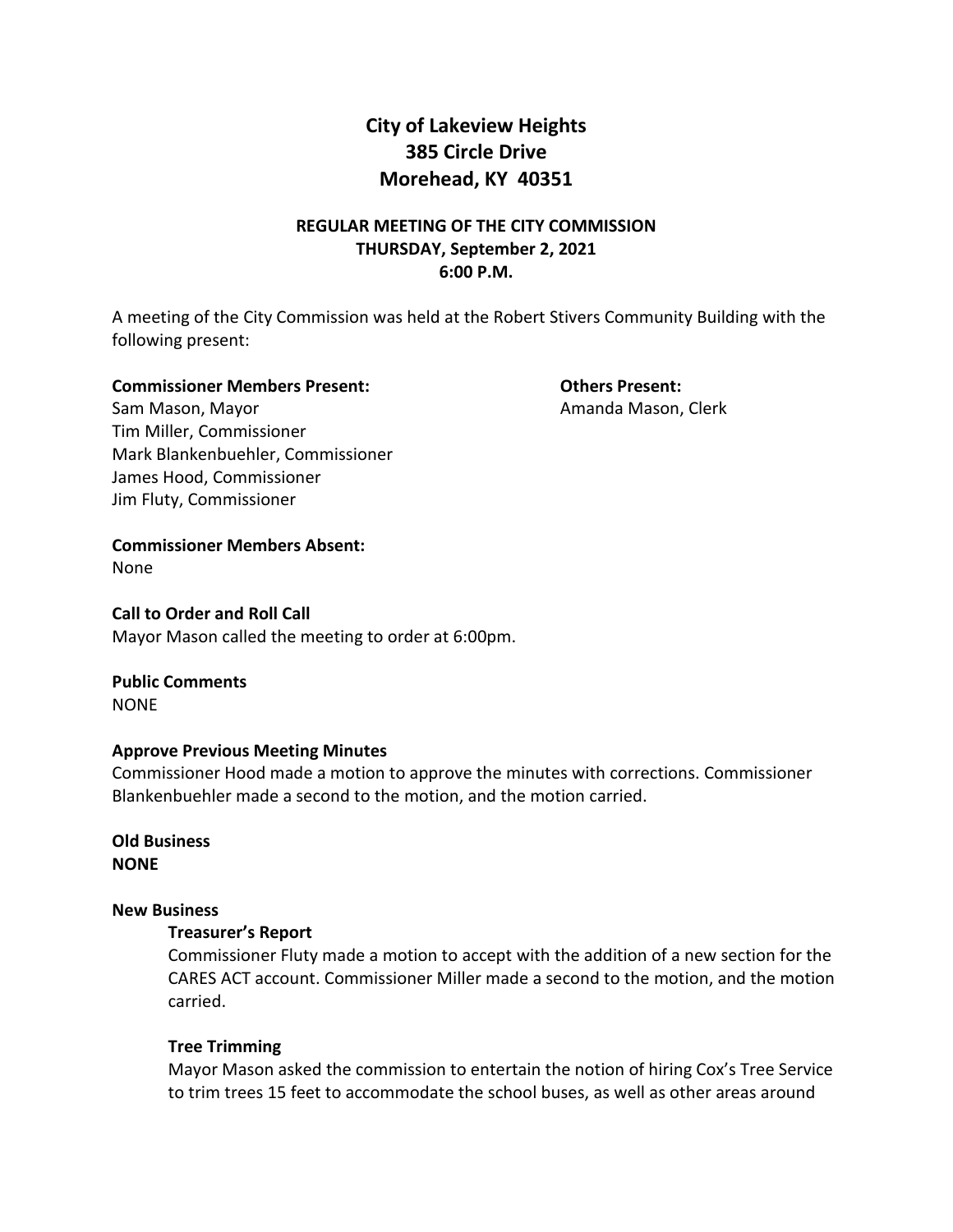# City of Lakeview Heights
# 385 Circle Drive
# Morehead, KY 40351

## REGULAR MEETING OF THE CITY COMMISSION
## THURSDAY, September 2, 2021
## 6:00 P.M.

A meeting of the City Commission was held at the Robert Stivers Community Building with the following present:

**Commissioner Members Present:**
Sam Mason, Mayor
Tim Miller, Commissioner
Mark Blankenbuehler, Commissioner
James Hood, Commissioner
Jim Fluty, Commissioner

**Others Present:**
Amanda Mason, Clerk

**Commissioner Members Absent:**
None

**Call to Order and Roll Call**
Mayor Mason called the meeting to order at 6:00pm.

**Public Comments**
NONE

**Approve Previous Meeting Minutes**
Commissioner Hood made a motion to approve the minutes with corrections. Commissioner Blankenbuehler made a second to the motion, and the motion carried.

**Old Business**
**NONE**

**New Business**

**Treasurer's Report**
Commissioner Fluty made a motion to accept with the addition of a new section for the CARES ACT account. Commissioner Miller made a second to the motion, and the motion carried.

**Tree Trimming**
Mayor Mason asked the commission to entertain the notion of hiring Cox's Tree Service to trim trees 15 feet to accommodate the school buses, as well as other areas around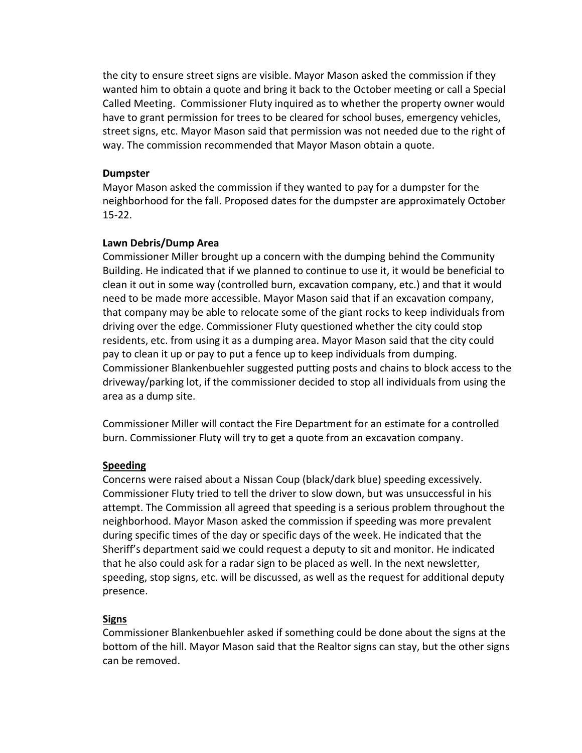the city to ensure street signs are visible. Mayor Mason asked the commission if they wanted him to obtain a quote and bring it back to the October meeting or call a Special Called Meeting. Commissioner Fluty inquired as to whether the property owner would have to grant permission for trees to be cleared for school buses, emergency vehicles, street signs, etc. Mayor Mason said that permission was not needed due to the right of way. The commission recommended that Mayor Mason obtain a quote.

**Dumpster**

Mayor Mason asked the commission if they wanted to pay for a dumpster for the neighborhood for the fall. Proposed dates for the dumpster are approximately October 15-22.

**Lawn Debris/Dump Area**

Commissioner Miller brought up a concern with the dumping behind the Community Building. He indicated that if we planned to continue to use it, it would be beneficial to clean it out in some way (controlled burn, excavation company, etc.) and that it would need to be made more accessible. Mayor Mason said that if an excavation company, that company may be able to relocate some of the giant rocks to keep individuals from driving over the edge. Commissioner Fluty questioned whether the city could stop residents, etc. from using it as a dumping area. Mayor Mason said that the city could pay to clean it up or pay to put a fence up to keep individuals from dumping. Commissioner Blankenbuehler suggested putting posts and chains to block access to the driveway/parking lot, if the commissioner decided to stop all individuals from using the area as a dump site.

Commissioner Miller will contact the Fire Department for an estimate for a controlled burn. Commissioner Fluty will try to get a quote from an excavation company.

**<u>Speeding</u>**

Concerns were raised about a Nissan Coup (black/dark blue) speeding excessively. Commissioner Fluty tried to tell the driver to slow down, but was unsuccessful in his attempt. The Commission all agreed that speeding is a serious problem throughout the neighborhood. Mayor Mason asked the commission if speeding was more prevalent during specific times of the day or specific days of the week. He indicated that the Sheriff's department said we could request a deputy to sit and monitor. He indicated that he also could ask for a radar sign to be placed as well. In the next newsletter, speeding, stop signs, etc. will be discussed, as well as the request for additional deputy presence.

**<u>Signs</u>**

Commissioner Blankenbuehler asked if something could be done about the signs at the bottom of the hill. Mayor Mason said that the Realtor signs can stay, but the other signs can be removed.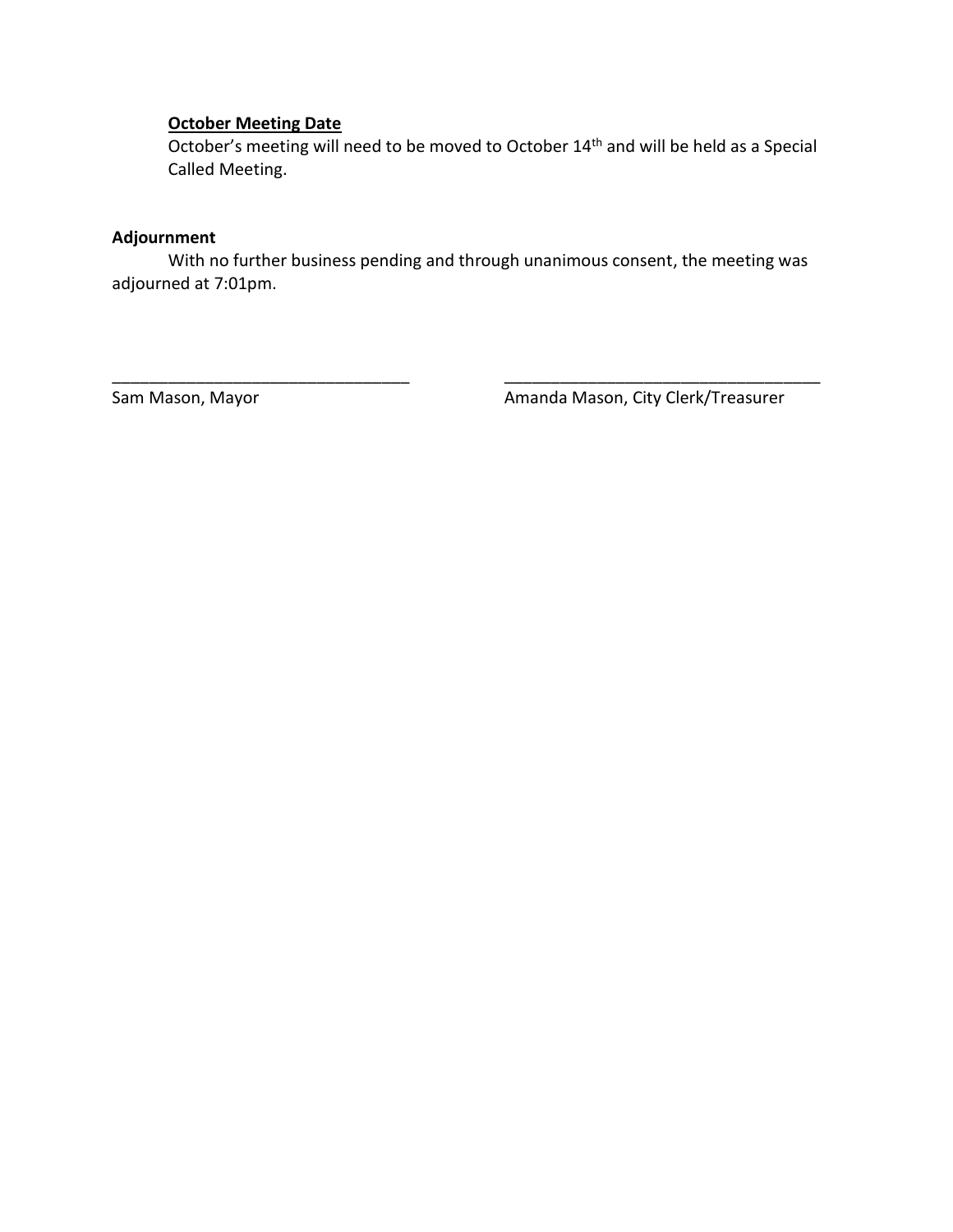**<u>October Meeting Date</u>**

October's meeting will need to be moved to October 14th and will be held as a Special Called Meeting.

**Adjournment**

With no further business pending and through unanimous consent, the meeting was adjourned at 7:01pm.

________________________________ ________________________________

Sam Mason, Mayor Amanda Mason, City Clerk/Treasurer